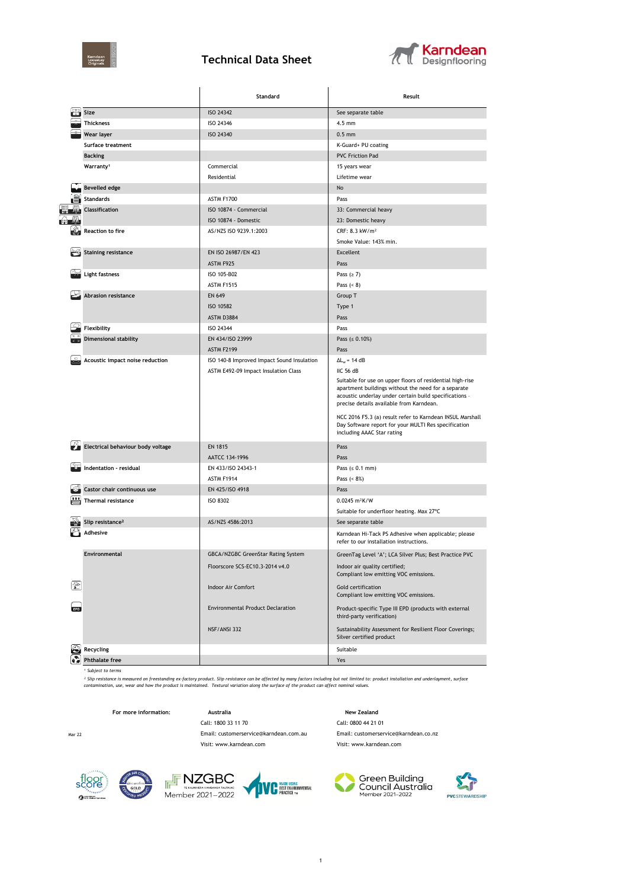# Technical Data Sheet

| | Standard | Result |
|---|---|---|
| **Size** | ISO 24342 | See separate table |
| **Thickness** | ISO 24346 | 4.5 mm |
| **Wear layer** | ISO 24340 | 0.5 mm |
| **Surface treatment** | | K-Guard+ PU coating |
| **Backing** | | PVC Friction Pad |
| **Warranty**[1] | Commercial | 15 years wear |
| | Residential | Lifetime wear |
| **Bevelled edge** | | No |
| **Standards** | ASTM F1700 | Pass |
| **Classification** | ISO 10874 - Commercial | 33: Commercial heavy |
| | ISO 10874 - Domestic | 23: Domestic heavy |
| **Reaction to fire** | AS/NZS ISO 9239.1:2003 | CRF: 8.3 kW/m² |
| | | Smoke Value: 143% min. |
| **Staining resistance** | EN ISO 26987/EN 423 | Excellent |
| | ASTM F925 | Pass |
| **Light fastness** | ISO 105-B02 | Pass (≥ 7) |
| | ASTM F1515 | Pass (< 8) |
| **Abrasion resistance** | EN 649 | Group T |
| | ISO 10582 | Type 1 |
| | ASTM D3884 | Pass |
| **Flexibility** | ISO 24344 | Pass |
| **Dimensional stability** | EN 434/ISO 23999 | Pass (≤ 0.10%) |
| | ASTM F2199 | Pass |
| **Acoustic impact noise reduction** | ISO 140-8 Improved Impact Sound Insulation | $\Delta L_w$ = 14 dB |
| | ASTM E492-09 Impact Insulation Class | IIC 56 dB<br><br>Suitable for use on upper floors of residential high-rise apartment buildings without the need for a separate acoustic underlay under certain build specifications - precise details available from Karndean.<br><br>NCC 2016 F5.3 (a) result refer to Karndean INSUL Marshall Day Software report for your MULTI Res specification including AAAC Star rating |
| **Electrical behaviour body voltage** | EN 1815 | Pass |
| | AATCC 134-1996 | Pass |
| **Indentation - residual** | EN 433/ISO 24343-1 | Pass (≤ 0.1 mm) |
| | ASTM F1914 | Pass (< 8%) |
| **Castor chair continuous use** | EN 425/ISO 4918 | Pass |
| **Thermal resistance** | ISO 8302 | 0.0245 m²K/W |
| | | Suitable for underfloor heating. Max 27°C |
| **Slip resistance**[2] | AS/NZS 4586:2013 | See separate table |
| **Adhesive** | | Karndean Hi-Tack PS Adhesive when applicable; please refer to our installation instructions. |
| **Environmental** | GBCA/NZGBC GreenStar Rating System | GreenTag Level 'A'; LCA Silver Plus; Best Practice PVC |
| | Floorscore SCS-EC10.3-2014 v4.0 | Indoor air quality certified;<br>Compliant low emitting VOC emissions. |
| | Indoor Air Comfort | Gold certification<br>Compliant low emitting VOC emissions. |
| | Environmental Product Declaration | Product-specific Type III EPD (products with external third-party verification) |
| | NSF/ANSI 332 | Sustainability Assessment for Resilient Floor Coverings; Silver certified product |
| **Recycling** | | Suitable |
| **Phthalate free** | | Yes |

*[1] Subject to terms*

*[2] Slip resistance is measured on freestanding ex-factory product. Slip resistance can be affected by many factors including but not limited to: product installation and underlayment, surface contamination, use, wear and how the product is maintained. Textural variation along the surface of the product can affect nominal values.*

For more information:

**Australia**
Call: 1800 33 11 70
Email: customerservice@karndean.com.au
Visit: www.karndean.com

**New Zealand**
Call: 0800 44 21 01
Email: customerservice@karndean.co.nz
Visit: www.karndean.com

Mar 22

NZGBC Member 2021–2022

Green Building Council Australia Member 2021–2022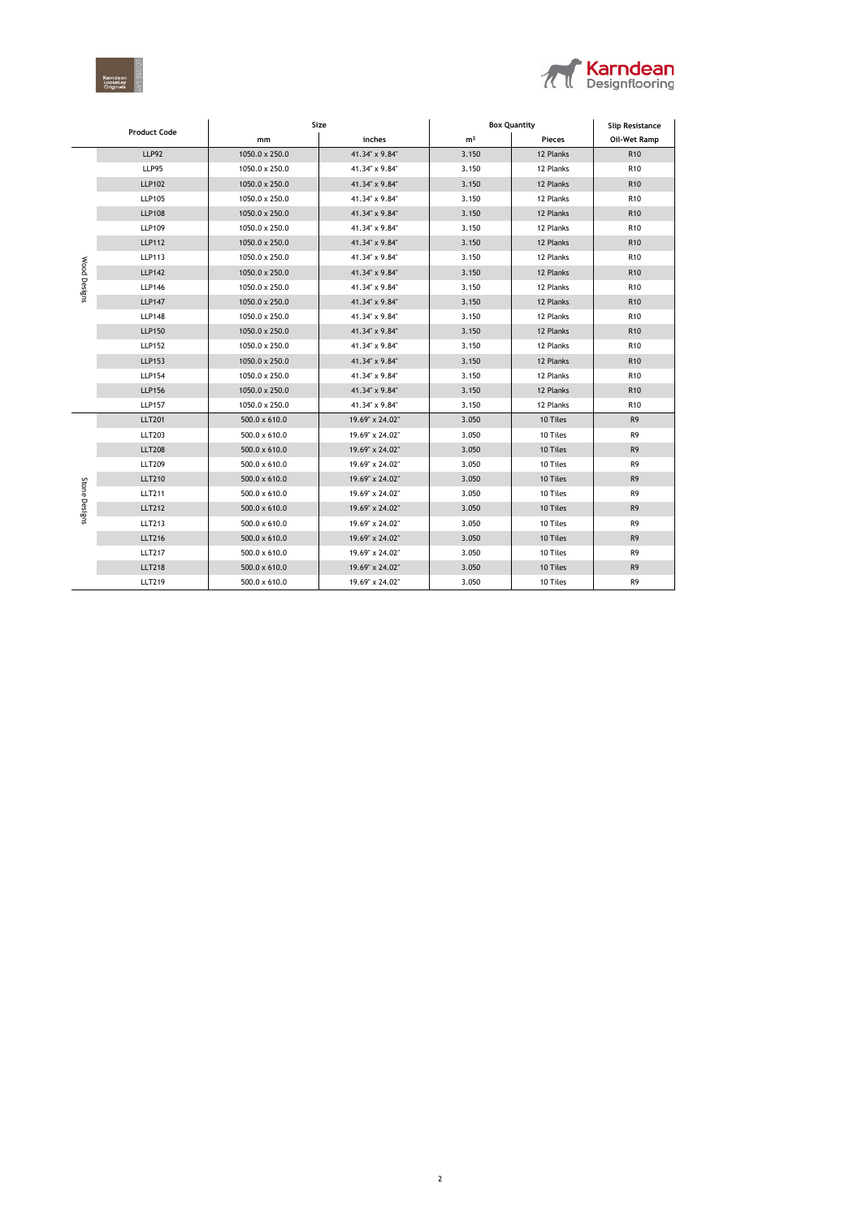| | Product Code | Size | | Box Quantity | | Slip Resistance |
|---|---|---|---|---|---|---|
| | | mm | inches | m² | Pieces | Oil-Wet Ramp |
| Wood Designs | LLP92 | 1050.0 x 250.0 | 41.34" x 9.84" | 3.150 | 12 Planks | R10 |
| | LLP95 | 1050.0 x 250.0 | 41.34" x 9.84" | 3.150 | 12 Planks | R10 |
| | LLP102 | 1050.0 x 250.0 | 41.34" x 9.84" | 3.150 | 12 Planks | R10 |
| | LLP105 | 1050.0 x 250.0 | 41.34" x 9.84" | 3.150 | 12 Planks | R10 |
| | LLP108 | 1050.0 x 250.0 | 41.34" x 9.84" | 3.150 | 12 Planks | R10 |
| | LLP109 | 1050.0 x 250.0 | 41.34" x 9.84" | 3.150 | 12 Planks | R10 |
| | LLP112 | 1050.0 x 250.0 | 41.34" x 9.84" | 3.150 | 12 Planks | R10 |
| | LLP113 | 1050.0 x 250.0 | 41.34" x 9.84" | 3.150 | 12 Planks | R10 |
| | LLP142 | 1050.0 x 250.0 | 41.34" x 9.84" | 3.150 | 12 Planks | R10 |
| | LLP146 | 1050.0 x 250.0 | 41.34" x 9.84" | 3.150 | 12 Planks | R10 |
| | LLP147 | 1050.0 x 250.0 | 41.34" x 9.84" | 3.150 | 12 Planks | R10 |
| | LLP148 | 1050.0 x 250.0 | 41.34" x 9.84" | 3.150 | 12 Planks | R10 |
| | LLP150 | 1050.0 x 250.0 | 41.34" x 9.84" | 3.150 | 12 Planks | R10 |
| | LLP152 | 1050.0 x 250.0 | 41.34" x 9.84" | 3.150 | 12 Planks | R10 |
| | LLP153 | 1050.0 x 250.0 | 41.34" x 9.84" | 3.150 | 12 Planks | R10 |
| | LLP154 | 1050.0 x 250.0 | 41.34" x 9.84" | 3.150 | 12 Planks | R10 |
| | LLP156 | 1050.0 x 250.0 | 41.34" x 9.84" | 3.150 | 12 Planks | R10 |
| | LLP157 | 1050.0 x 250.0 | 41.34" x 9.84" | 3.150 | 12 Planks | R10 |
| Stone Designs | LLT201 | 500.0 x 610.0 | 19.69" x 24.02" | 3.050 | 10 Tiles | R9 |
| | LLT203 | 500.0 x 610.0 | 19.69" x 24.02" | 3.050 | 10 Tiles | R9 |
| | LLT208 | 500.0 x 610.0 | 19.69" x 24.02" | 3.050 | 10 Tiles | R9 |
| | LLT209 | 500.0 x 610.0 | 19.69" x 24.02" | 3.050 | 10 Tiles | R9 |
| | LLT210 | 500.0 x 610.0 | 19.69" x 24.02" | 3.050 | 10 Tiles | R9 |
| | LLT211 | 500.0 x 610.0 | 19.69" x 24.02" | 3.050 | 10 Tiles | R9 |
| | LLT212 | 500.0 x 610.0 | 19.69" x 24.02" | 3.050 | 10 Tiles | R9 |
| | LLT213 | 500.0 x 610.0 | 19.69" x 24.02" | 3.050 | 10 Tiles | R9 |
| | LLT216 | 500.0 x 610.0 | 19.69" x 24.02" | 3.050 | 10 Tiles | R9 |
| | LLT217 | 500.0 x 610.0 | 19.69" x 24.02" | 3.050 | 10 Tiles | R9 |
| | LLT218 | 500.0 x 610.0 | 19.69" x 24.02" | 3.050 | 10 Tiles | R9 |
| | LLT219 | 500.0 x 610.0 | 19.69" x 24.02" | 3.050 | 10 Tiles | R9 |